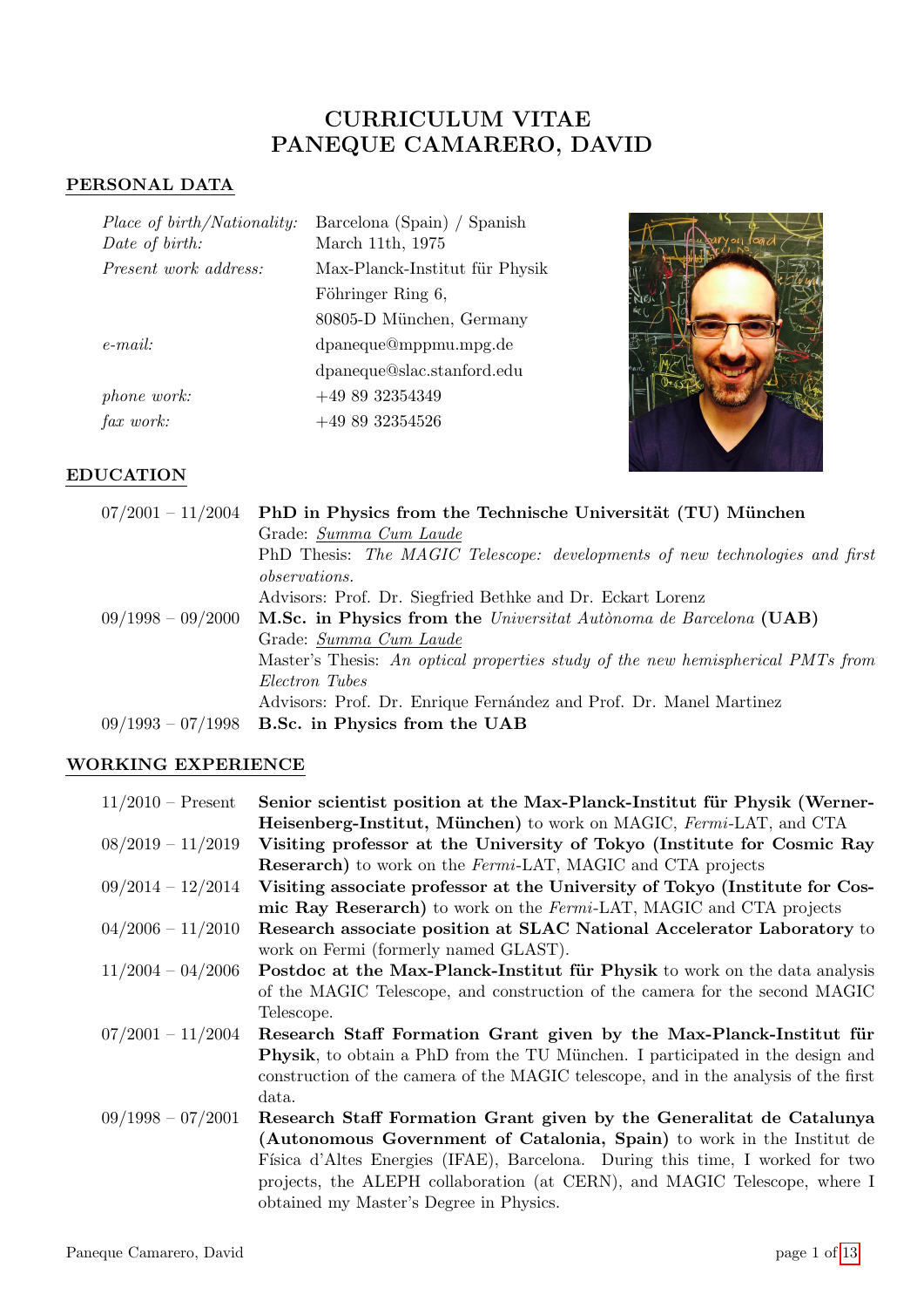# CURRICULUM VITAE
# PANEQUE CAMARERO, DAVID

## PERSONAL DATA

| | |
|---|---|
| *Place of birth/Nationality:* | Barcelona (Spain) / Spanish |
| *Date of birth:* | March 11th, 1975 |
| *Present work address:* | Max-Planck-Institut für Physik<br>Föhringer Ring 6,<br>80805-D München, Germany |
| *e-mail:* | dpaneque@mppmu.mpg.de<br>dpaneque@slac.stanford.edu |
| *phone work:* | +49 89 32354349 |
| *fax work:* | +49 89 32354526 |

## EDUCATION

07/2001 – 11/2004 **PhD in Physics from the Technische Universität (TU) München**
Grade: *Summa Cum Laude*
PhD Thesis: *The MAGIC Telescope: developments of new technologies and first observations.*
Advisors: Prof. Dr. Siegfried Bethke and Dr. Eckart Lorenz

09/1998 – 09/2000 **M.Sc. in Physics from the** *Universitat Autònoma de Barcelona* **(UAB)**
Grade: *Summa Cum Laude*
Master's Thesis: *An optical properties study of the new hemispherical PMTs from Electron Tubes*
Advisors: Prof. Dr. Enrique Fernández and Prof. Dr. Manel Martinez

09/1993 – 07/1998 **B.Sc. in Physics from the UAB**

## WORKING EXPERIENCE

11/2010 – Present **Senior scientist position at the Max-Planck-Institut für Physik (Werner-Heisenberg-Institut, München)** to work on MAGIC, *Fermi*-LAT, and CTA

08/2019 – 11/2019 **Visiting professor at the University of Tokyo (Institute for Cosmic Ray Reserarch)** to work on the *Fermi*-LAT, MAGIC and CTA projects

09/2014 – 12/2014 **Visiting associate professor at the University of Tokyo (Institute for Cosmic Ray Reserarch)** to work on the *Fermi*-LAT, MAGIC and CTA projects

04/2006 – 11/2010 **Research associate position at SLAC National Accelerator Laboratory** to work on Fermi (formerly named GLAST).

11/2004 – 04/2006 **Postdoc at the Max-Planck-Institut für Physik** to work on the data analysis of the MAGIC Telescope, and construction of the camera for the second MAGIC Telescope.

07/2001 – 11/2004 **Research Staff Formation Grant given by the Max-Planck-Institut für Physik**, to obtain a PhD from the TU München. I participated in the design and construction of the camera of the MAGIC telescope, and in the analysis of the first data.

09/1998 – 07/2001 **Research Staff Formation Grant given by the Generalitat de Catalunya (Autonomous Government of Catalonia, Spain)** to work in the Institut de Física d'Altes Energies (IFAE), Barcelona. During this time, I worked for two projects, the ALEPH collaboration (at CERN), and MAGIC Telescope, where I obtained my Master's Degree in Physics.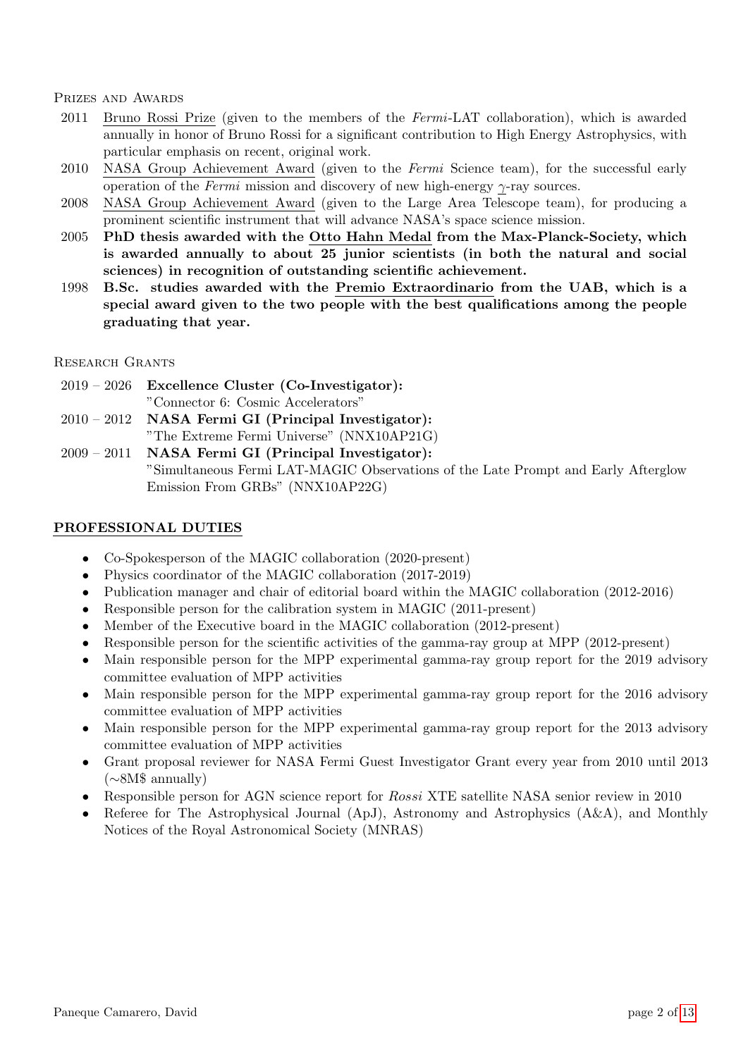PRIZES AND AWARDS

- 2011 Bruno Rossi Prize (given to the members of the *Fermi*-LAT collaboration), which is awarded annually in honor of Bruno Rossi for a significant contribution to High Energy Astrophysics, with particular emphasis on recent, original work.
- 2010 NASA Group Achievement Award (given to the *Fermi* Science team), for the successful early operation of the *Fermi* mission and discovery of new high-energy $\gamma$-ray sources.
- 2008 NASA Group Achievement Award (given to the Large Area Telescope team), for producing a prominent scientific instrument that will advance NASA's space science mission.
- 2005 **PhD thesis awarded with the Otto Hahn Medal from the Max-Planck-Society, which is awarded annually to about 25 junior scientists (in both the natural and social sciences) in recognition of outstanding scientific achievement.**
- 1998 **B.Sc. studies awarded with the Premio Extraordinario from the UAB, which is a special award given to the two people with the best qualifications among the people graduating that year.**

RESEARCH GRANTS

- 2019 – 2026 **Excellence Cluster (Co-Investigator):** "Connector 6: Cosmic Accelerators"
- 2010 – 2012 **NASA Fermi GI (Principal Investigator):** "The Extreme Fermi Universe" (NNX10AP21G)
- 2009 – 2011 **NASA Fermi GI (Principal Investigator):** "Simultaneous Fermi LAT-MAGIC Observations of the Late Prompt and Early Afterglow Emission From GRBs" (NNX10AP22G)

## PROFESSIONAL DUTIES

- Co-Spokesperson of the MAGIC collaboration (2020-present)
- Physics coordinator of the MAGIC collaboration (2017-2019)
- Publication manager and chair of editorial board within the MAGIC collaboration (2012-2016)
- Responsible person for the calibration system in MAGIC (2011-present)
- Member of the Executive board in the MAGIC collaboration (2012-present)
- Responsible person for the scientific activities of the gamma-ray group at MPP (2012-present)
- Main responsible person for the MPP experimental gamma-ray group report for the 2019 advisory committee evaluation of MPP activities
- Main responsible person for the MPP experimental gamma-ray group report for the 2016 advisory committee evaluation of MPP activities
- Main responsible person for the MPP experimental gamma-ray group report for the 2013 advisory committee evaluation of MPP activities
- Grant proposal reviewer for NASA Fermi Guest Investigator Grant every year from 2010 until 2013 (∼8M$ annually)
- Responsible person for AGN science report for *Rossi* XTE satellite NASA senior review in 2010
- Referee for The Astrophysical Journal (ApJ), Astronomy and Astrophysics (A&A), and Monthly Notices of the Royal Astronomical Society (MNRAS)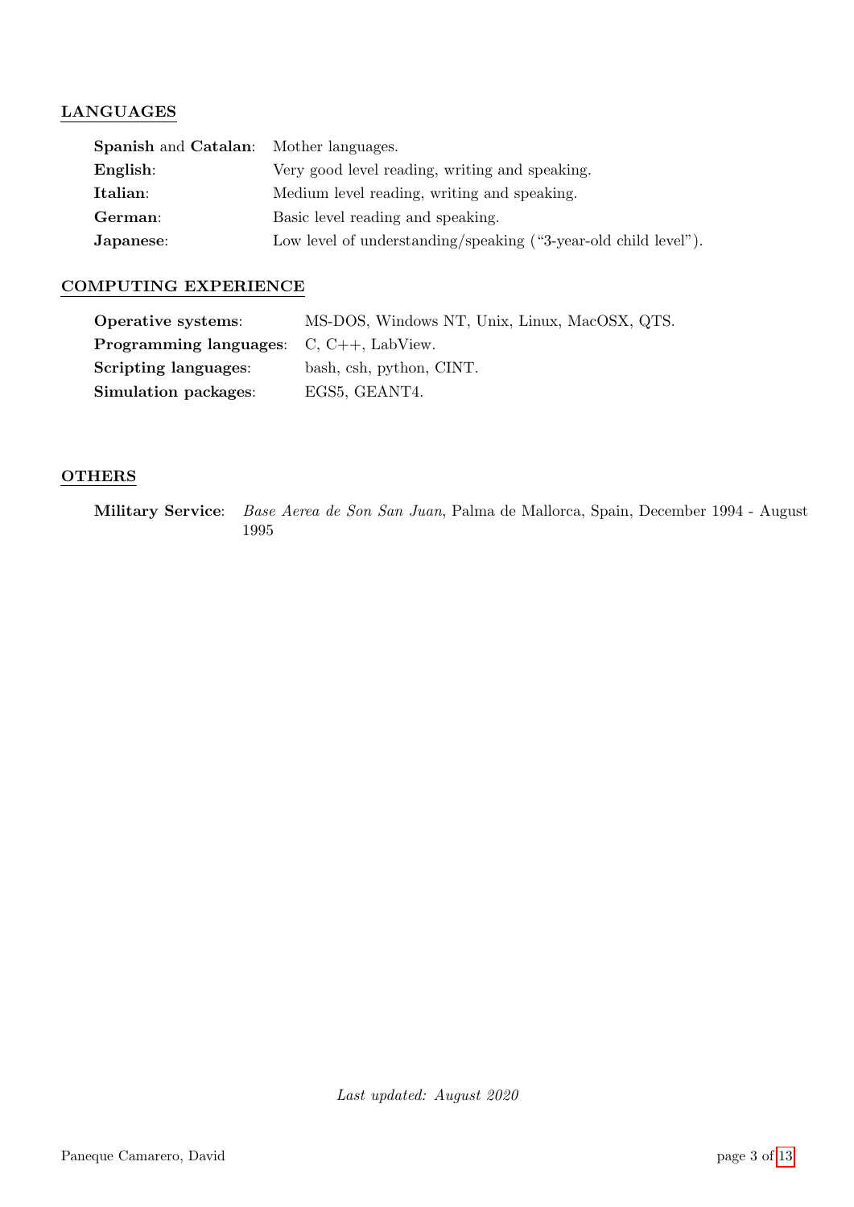## LANGUAGES

| | |
|---|---|
| **Spanish** and **Catalan**: | Mother languages. |
| **English**: | Very good level reading, writing and speaking. |
| **Italian**: | Medium level reading, writing and speaking. |
| **German**: | Basic level reading and speaking. |
| **Japanese**: | Low level of understanding/speaking ("3-year-old child level"). |

## COMPUTING EXPERIENCE

| | |
|---|---|
| **Operative systems**: | MS-DOS, Windows NT, Unix, Linux, MacOSX, QTS. |
| **Programming languages**: | C, C++, LabView. |
| **Scripting languages**: | bash, csh, python, CINT. |
| **Simulation packages**: | EGS5, GEANT4. |

## OTHERS

**Military Service**: *Base Aerea de Son San Juan*, Palma de Mallorca, Spain, December 1994 - August 1995

*Last updated: August 2020*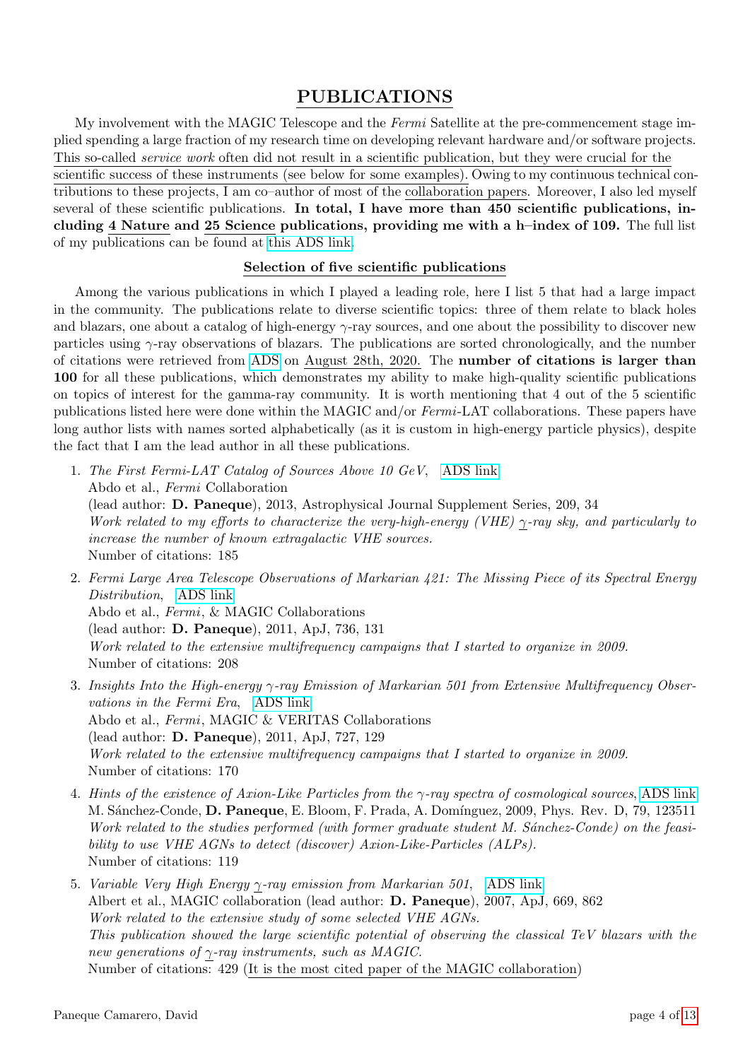# PUBLICATIONS

My involvement with the MAGIC Telescope and the *Fermi* Satellite at the pre-commencement stage implied spending a large fraction of my research time on developing relevant hardware and/or software projects. This so-called *service work* often did not result in a scientific publication, but they were crucial for the scientific success of these instruments (see below for some examples). Owing to my continuous technical contributions to these projects, I am co–author of most of the collaboration papers. Moreover, I also led myself several of these scientific publications. **In total, I have more than 450 scientific publications, including 4 Nature and 25 Science publications, providing me with a h–index of 109.** The full list of my publications can be found at this ADS link.

### Selection of five scientific publications

Among the various publications in which I played a leading role, here I list 5 that had a large impact in the community. The publications relate to diverse scientific topics: three of them relate to black holes and blazars, one about a catalog of high-energy $\gamma$-ray sources, and one about the possibility to discover new particles using $\gamma$-ray observations of blazars. The publications are sorted chronologically, and the number of citations were retrieved from ADS on August 28th, 2020. The **number of citations is larger than 100** for all these publications, which demonstrates my ability to make high-quality scientific publications on topics of interest for the gamma-ray community. It is worth mentioning that 4 out of the 5 scientific publications listed here were done within the MAGIC and/or *Fermi*-LAT collaborations. These papers have long author lists with names sorted alphabetically (as it is custom in high-energy particle physics), despite the fact that I am the lead author in all these publications.

1. *The First Fermi-LAT Catalog of Sources Above 10 GeV*, ADS link
   Abdo et al., *Fermi* Collaboration
   (lead author: **D. Paneque**), 2013, Astrophysical Journal Supplement Series, 209, 34
   *Work related to my efforts to characterize the very-high-energy (VHE) $\gamma$-ray sky, and particularly to increase the number of known extragalactic VHE sources.*
   Number of citations: 185

2. *Fermi Large Area Telescope Observations of Markarian 421: The Missing Piece of its Spectral Energy Distribution*, ADS link
   Abdo et al., *Fermi*, & MAGIC Collaborations
   (lead author: **D. Paneque**), 2011, ApJ, 736, 131
   *Work related to the extensive multifrequency campaigns that I started to organize in 2009.*
   Number of citations: 208

3. *Insights Into the High-energy $\gamma$-ray Emission of Markarian 501 from Extensive Multifrequency Observations in the Fermi Era*, ADS link
   Abdo et al., *Fermi*, MAGIC & VERITAS Collaborations
   (lead author: **D. Paneque**), 2011, ApJ, 727, 129
   *Work related to the extensive multifrequency campaigns that I started to organize in 2009.*
   Number of citations: 170

4. *Hints of the existence of Axion-Like Particles from the $\gamma$-ray spectra of cosmological sources*, ADS link
   M. Sánchez-Conde, **D. Paneque**, E. Bloom, F. Prada, A. Domínguez, 2009, Phys. Rev. D, 79, 123511
   *Work related to the studies performed (with former graduate student M. Sánchez-Conde) on the feasibility to use VHE AGNs to detect (discover) Axion-Like-Particles (ALPs).*
   Number of citations: 119

5. *Variable Very High Energy $\gamma$-ray emission from Markarian 501*, ADS link
   Albert et al., MAGIC collaboration (lead author: **D. Paneque**), 2007, ApJ, 669, 862
   *Work related to the extensive study of some selected VHE AGNs.*
   *This publication showed the large scientific potential of observing the classical TeV blazars with the new generations of $\gamma$-ray instruments, such as MAGIC.*
   Number of citations: 429 (It is the most cited paper of the MAGIC collaboration)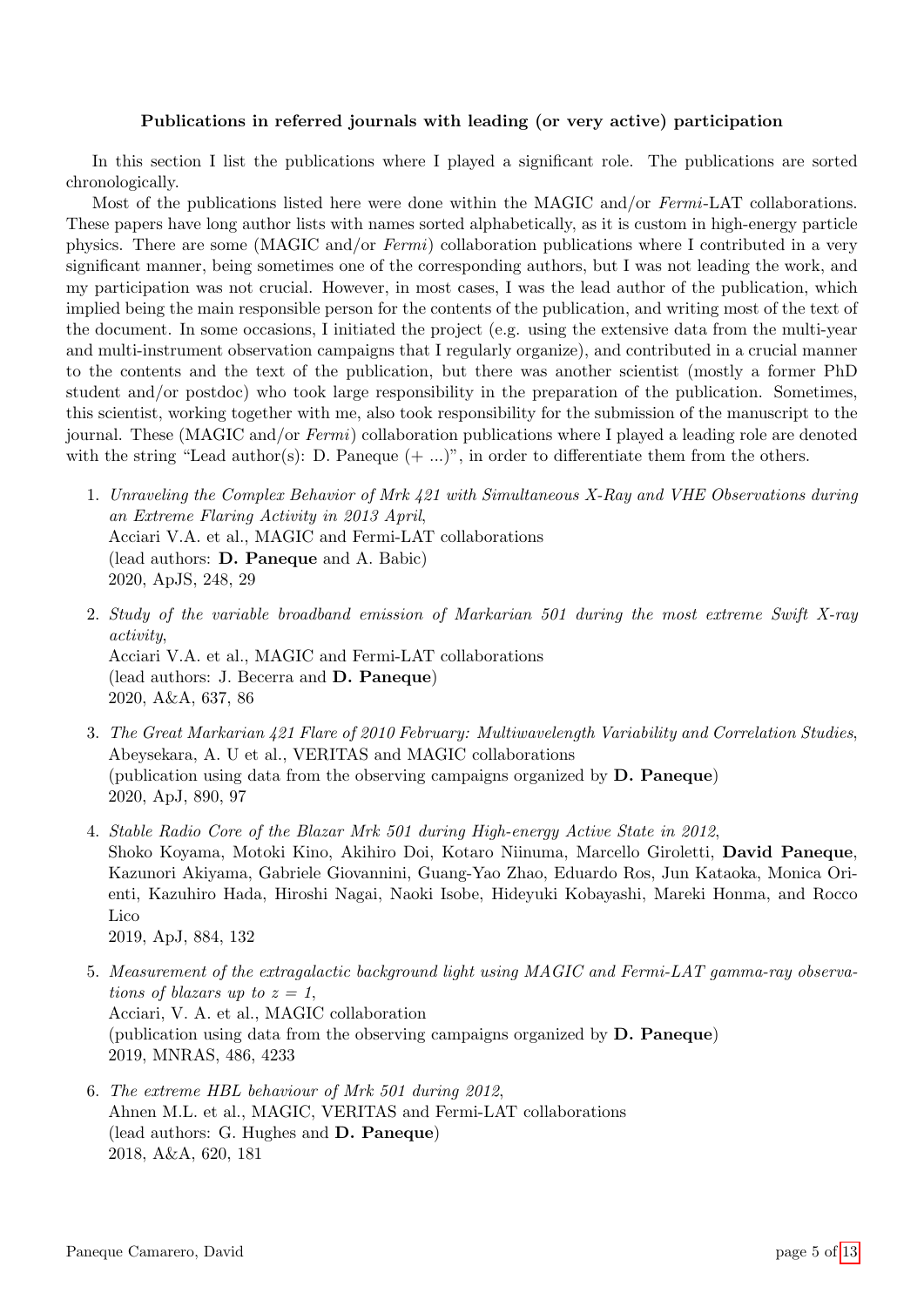**Publications in referred journals with leading (or very active) participation**

In this section I list the publications where I played a significant role. The publications are sorted chronologically.

Most of the publications listed here were done within the MAGIC and/or *Fermi*-LAT collaborations. These papers have long author lists with names sorted alphabetically, as it is custom in high-energy particle physics. There are some (MAGIC and/or *Fermi*) collaboration publications where I contributed in a very significant manner, being sometimes one of the corresponding authors, but I was not leading the work, and my participation was not crucial. However, in most cases, I was the lead author of the publication, which implied being the main responsible person for the contents of the publication, and writing most of the text of the document. In some occasions, I initiated the project (e.g. using the extensive data from the multi-year and multi-instrument observation campaigns that I regularly organize), and contributed in a crucial manner to the contents and the text of the publication, but there was another scientist (mostly a former PhD student and/or postdoc) who took large responsibility in the preparation of the publication. Sometimes, this scientist, working together with me, also took responsibility for the submission of the manuscript to the journal. These (MAGIC and/or *Fermi*) collaboration publications where I played a leading role are denoted with the string "Lead author(s): D. Paneque (+ ...)", in order to differentiate them from the others.

1. *Unraveling the Complex Behavior of Mrk 421 with Simultaneous X-Ray and VHE Observations during an Extreme Flaring Activity in 2013 April*,
   Acciari V.A. et al., MAGIC and Fermi-LAT collaborations
   (lead authors: **D. Paneque** and A. Babic)
   2020, ApJS, 248, 29

2. *Study of the variable broadband emission of Markarian 501 during the most extreme Swift X-ray activity*,
   Acciari V.A. et al., MAGIC and Fermi-LAT collaborations
   (lead authors: J. Becerra and **D. Paneque**)
   2020, A&A, 637, 86

3. *The Great Markarian 421 Flare of 2010 February: Multiwavelength Variability and Correlation Studies*,
   Abeysekara, A. U et al., VERITAS and MAGIC collaborations
   (publication using data from the observing campaigns organized by **D. Paneque**)
   2020, ApJ, 890, 97

4. *Stable Radio Core of the Blazar Mrk 501 during High-energy Active State in 2012*,
   Shoko Koyama, Motoki Kino, Akihiro Doi, Kotaro Niinuma, Marcello Giroletti, **David Paneque**, Kazunori Akiyama, Gabriele Giovannini, Guang-Yao Zhao, Eduardo Ros, Jun Kataoka, Monica Orienti, Kazuhiro Hada, Hiroshi Nagai, Naoki Isobe, Hideyuki Kobayashi, Mareki Honma, and Rocco Lico
   2019, ApJ, 884, 132

5. *Measurement of the extragalactic background light using MAGIC and Fermi-LAT gamma-ray observations of blazars up to $z = 1$*,
   Acciari, V. A. et al., MAGIC collaboration
   (publication using data from the observing campaigns organized by **D. Paneque**)
   2019, MNRAS, 486, 4233

6. *The extreme HBL behaviour of Mrk 501 during 2012*,
   Ahnen M.L. et al., MAGIC, VERITAS and Fermi-LAT collaborations
   (lead authors: G. Hughes and **D. Paneque**)
   2018, A&A, 620, 181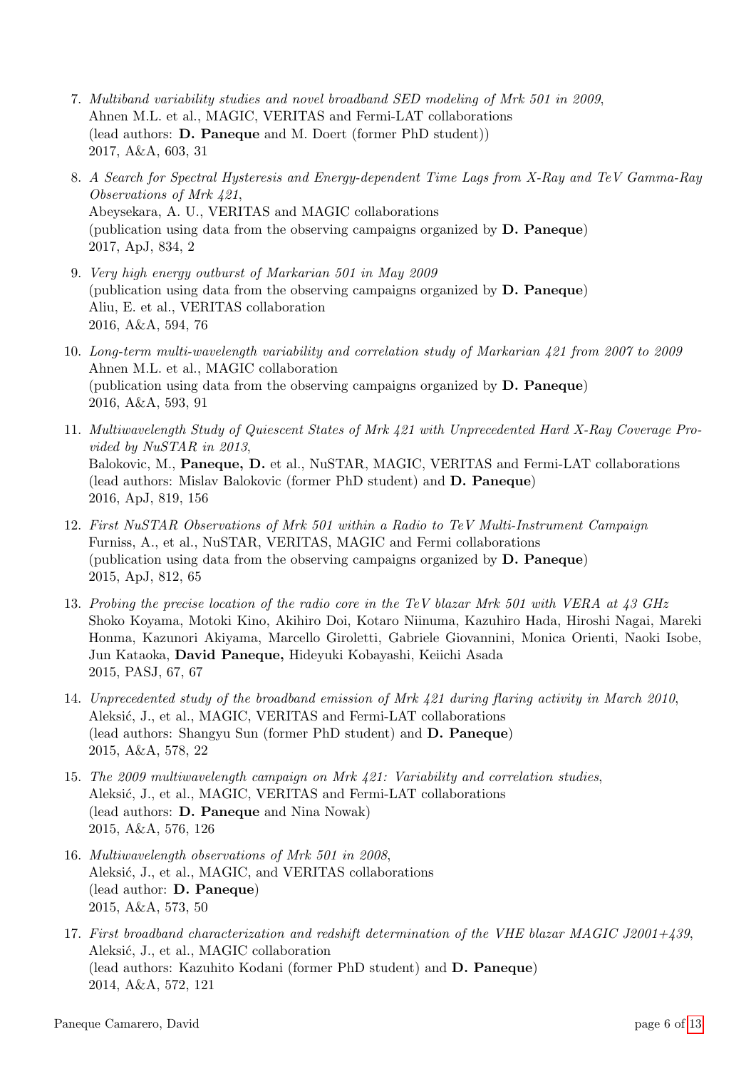7. *Multiband variability studies and novel broadband SED modeling of Mrk 501 in 2009*, Ahnen M.L. et al., MAGIC, VERITAS and Fermi-LAT collaborations (lead authors: **D. Paneque** and M. Doert (former PhD student)) 2017, A&A, 603, 31

8. *A Search for Spectral Hysteresis and Energy-dependent Time Lags from X-Ray and TeV Gamma-Ray Observations of Mrk 421*, Abeysekara, A. U., VERITAS and MAGIC collaborations (publication using data from the observing campaigns organized by **D. Paneque**) 2017, ApJ, 834, 2

9. *Very high energy outburst of Markarian 501 in May 2009* (publication using data from the observing campaigns organized by **D. Paneque**) Aliu, E. et al., VERITAS collaboration 2016, A&A, 594, 76

10. *Long-term multi-wavelength variability and correlation study of Markarian 421 from 2007 to 2009* Ahnen M.L. et al., MAGIC collaboration (publication using data from the observing campaigns organized by **D. Paneque**) 2016, A&A, 593, 91

11. *Multiwavelength Study of Quiescent States of Mrk 421 with Unprecedented Hard X-Ray Coverage Provided by NuSTAR in 2013*, Balokovic, M., **Paneque, D.** et al., NuSTAR, MAGIC, VERITAS and Fermi-LAT collaborations (lead authors: Mislav Balokovic (former PhD student) and **D. Paneque**) 2016, ApJ, 819, 156

12. *First NuSTAR Observations of Mrk 501 within a Radio to TeV Multi-Instrument Campaign* Furniss, A., et al., NuSTAR, VERITAS, MAGIC and Fermi collaborations (publication using data from the observing campaigns organized by **D. Paneque**) 2015, ApJ, 812, 65

13. *Probing the precise location of the radio core in the TeV blazar Mrk 501 with VERA at 43 GHz* Shoko Koyama, Motoki Kino, Akihiro Doi, Kotaro Niinuma, Kazuhiro Hada, Hiroshi Nagai, Mareki Honma, Kazunori Akiyama, Marcello Giroletti, Gabriele Giovannini, Monica Orienti, Naoki Isobe, Jun Kataoka, **David Paneque,** Hideyuki Kobayashi, Keiichi Asada 2015, PASJ, 67, 67

14. *Unprecedented study of the broadband emission of Mrk 421 during flaring activity in March 2010*, Aleksić, J., et al., MAGIC, VERITAS and Fermi-LAT collaborations (lead authors: Shangyu Sun (former PhD student) and **D. Paneque**) 2015, A&A, 578, 22

15. *The 2009 multiwavelength campaign on Mrk 421: Variability and correlation studies*, Aleksić, J., et al., MAGIC, VERITAS and Fermi-LAT collaborations (lead authors: **D. Paneque** and Nina Nowak) 2015, A&A, 576, 126

16. *Multiwavelength observations of Mrk 501 in 2008*, Aleksić, J., et al., MAGIC, and VERITAS collaborations (lead author: **D. Paneque**) 2015, A&A, 573, 50

17. *First broadband characterization and redshift determination of the VHE blazar MAGIC J2001+439*, Aleksić, J., et al., MAGIC collaboration (lead authors: Kazuhito Kodani (former PhD student) and **D. Paneque**) 2014, A&A, 572, 121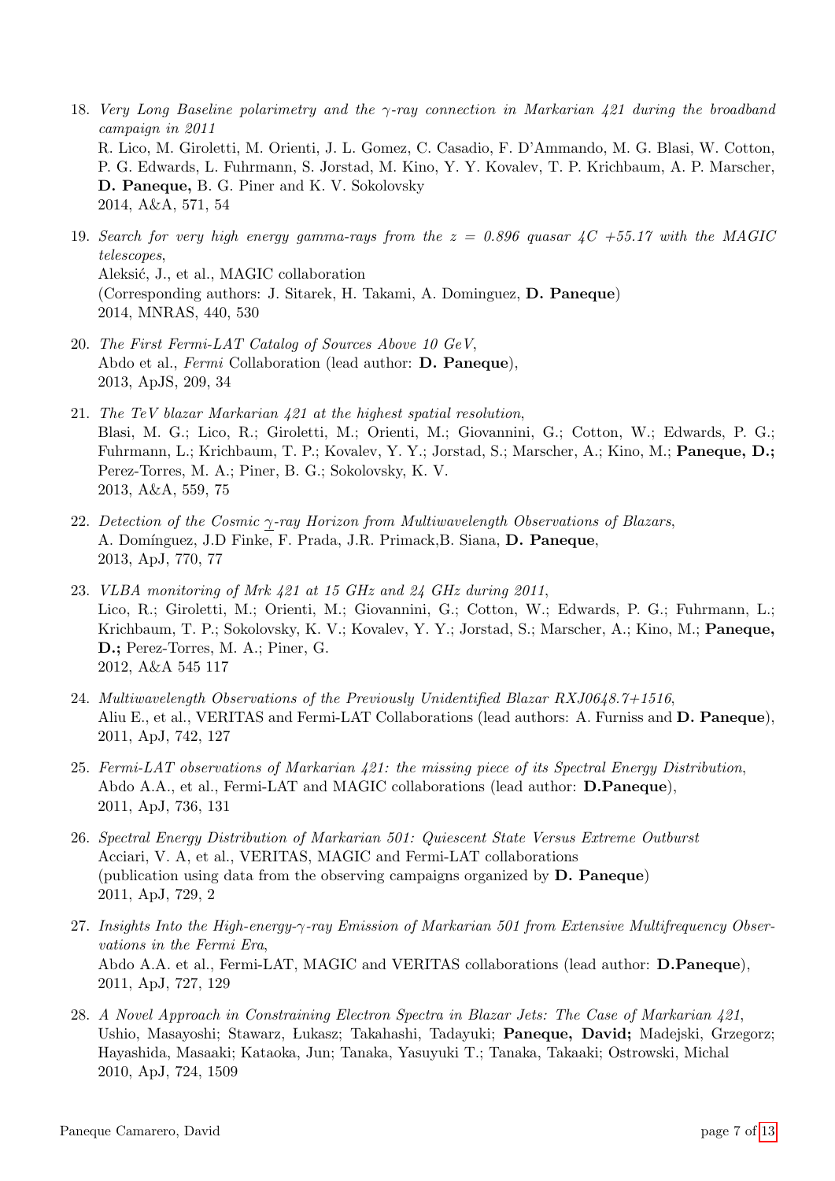18. *Very Long Baseline polarimetry and the $\gamma$-ray connection in Markarian 421 during the broadband campaign in 2011*
    R. Lico, M. Giroletti, M. Orienti, J. L. Gomez, C. Casadio, F. D'Ammando, M. G. Blasi, W. Cotton, P. G. Edwards, L. Fuhrmann, S. Jorstad, M. Kino, Y. Y. Kovalev, T. P. Krichbaum, A. P. Marscher, **D. Paneque,** B. G. Piner and K. V. Sokolovsky
    2014, A&A, 571, 54

19. *Search for very high energy gamma-rays from the z = 0.896 quasar 4C +55.17 with the MAGIC telescopes*,
    Aleksić, J., et al., MAGIC collaboration
    (Corresponding authors: J. Sitarek, H. Takami, A. Dominguez, **D. Paneque**)
    2014, MNRAS, 440, 530

20. *The First Fermi-LAT Catalog of Sources Above 10 GeV*,
    Abdo et al., *Fermi* Collaboration (lead author: **D. Paneque**),
    2013, ApJS, 209, 34

21. *The TeV blazar Markarian 421 at the highest spatial resolution*,
    Blasi, M. G.; Lico, R.; Giroletti, M.; Orienti, M.; Giovannini, G.; Cotton, W.; Edwards, P. G.; Fuhrmann, L.; Krichbaum, T. P.; Kovalev, Y. Y.; Jorstad, S.; Marscher, A.; Kino, M.; **Paneque, D.;** Perez-Torres, M. A.; Piner, B. G.; Sokolovsky, K. V.
    2013, A&A, 559, 75

22. *Detection of the Cosmic $\gamma$-ray Horizon from Multiwavelength Observations of Blazars*,
    A. Domínguez, J.D Finke, F. Prada, J.R. Primack,B. Siana, **D. Paneque**,
    2013, ApJ, 770, 77

23. *VLBA monitoring of Mrk 421 at 15 GHz and 24 GHz during 2011*,
    Lico, R.; Giroletti, M.; Orienti, M.; Giovannini, G.; Cotton, W.; Edwards, P. G.; Fuhrmann, L.; Krichbaum, T. P.; Sokolovsky, K. V.; Kovalev, Y. Y.; Jorstad, S.; Marscher, A.; Kino, M.; **Paneque, D.;** Perez-Torres, M. A.; Piner, G.
    2012, A&A 545 117

24. *Multiwavelength Observations of the Previously Unidentified Blazar RXJ0648.7+1516*,
    Aliu E., et al., VERITAS and Fermi-LAT Collaborations (lead authors: A. Furniss and **D. Paneque**),
    2011, ApJ, 742, 127

25. *Fermi-LAT observations of Markarian 421: the missing piece of its Spectral Energy Distribution*,
    Abdo A.A., et al., Fermi-LAT and MAGIC collaborations (lead author: **D.Paneque**),
    2011, ApJ, 736, 131

26. *Spectral Energy Distribution of Markarian 501: Quiescent State Versus Extreme Outburst*
    Acciari, V. A, et al., VERITAS, MAGIC and Fermi-LAT collaborations
    (publication using data from the observing campaigns organized by **D. Paneque**)
    2011, ApJ, 729, 2

27. *Insights Into the High-energy-$\gamma$-ray Emission of Markarian 501 from Extensive Multifrequency Observations in the Fermi Era*,
    Abdo A.A. et al., Fermi-LAT, MAGIC and VERITAS collaborations (lead author: **D.Paneque**),
    2011, ApJ, 727, 129

28. *A Novel Approach in Constraining Electron Spectra in Blazar Jets: The Case of Markarian 421*,
    Ushio, Masayoshi; Stawarz, Łukasz; Takahashi, Tadayuki; **Paneque, David;** Madejski, Grzegorz; Hayashida, Masaaki; Kataoka, Jun; Tanaka, Yasuyuki T.; Tanaka, Takaaki; Ostrowski, Michal
    2010, ApJ, 724, 1509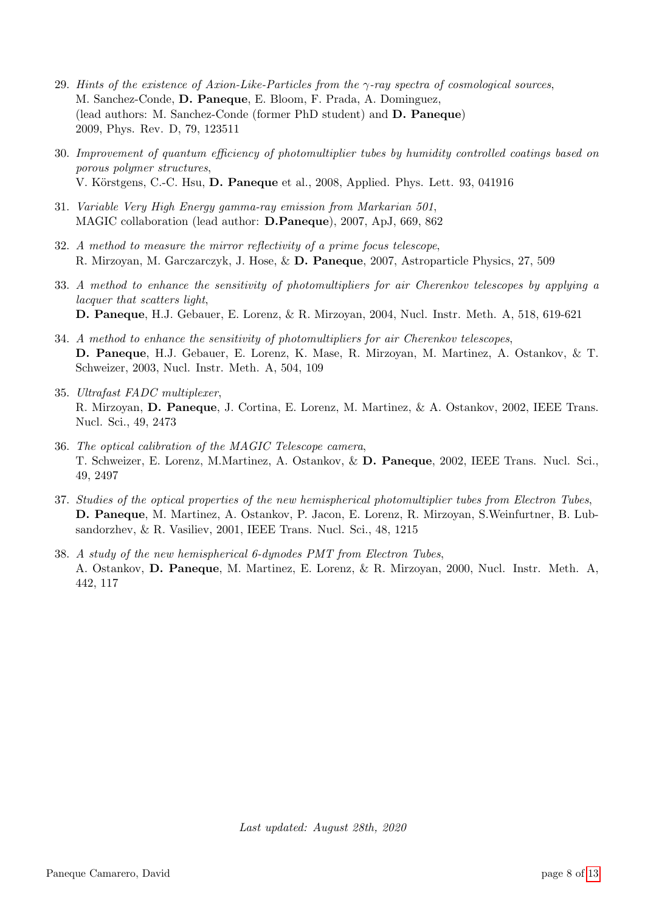29. *Hints of the existence of Axion-Like-Particles from the $\gamma$-ray spectra of cosmological sources*,
M. Sanchez-Conde, **D. Paneque**, E. Bloom, F. Prada, A. Dominguez,
(lead authors: M. Sanchez-Conde (former PhD student) and **D. Paneque**)
2009, Phys. Rev. D, 79, 123511

30. *Improvement of quantum efficiency of photomultiplier tubes by humidity controlled coatings based on porous polymer structures*,
V. Körstgens, C.-C. Hsu, **D. Paneque** et al., 2008, Applied. Phys. Lett. 93, 041916

31. *Variable Very High Energy gamma-ray emission from Markarian 501*,
MAGIC collaboration (lead author: **D.Paneque**), 2007, ApJ, 669, 862

32. *A method to measure the mirror reflectivity of a prime focus telescope*,
R. Mirzoyan, M. Garczarczyk, J. Hose, & **D. Paneque**, 2007, Astroparticle Physics, 27, 509

33. *A method to enhance the sensitivity of photomultipliers for air Cherenkov telescopes by applying a lacquer that scatters light*,
**D. Paneque**, H.J. Gebauer, E. Lorenz, & R. Mirzoyan, 2004, Nucl. Instr. Meth. A, 518, 619-621

34. *A method to enhance the sensitivity of photomultipliers for air Cherenkov telescopes*,
**D. Paneque**, H.J. Gebauer, E. Lorenz, K. Mase, R. Mirzoyan, M. Martinez, A. Ostankov, & T. Schweizer, 2003, Nucl. Instr. Meth. A, 504, 109

35. *Ultrafast FADC multiplexer*,
R. Mirzoyan, **D. Paneque**, J. Cortina, E. Lorenz, M. Martinez, & A. Ostankov, 2002, IEEE Trans. Nucl. Sci., 49, 2473

36. *The optical calibration of the MAGIC Telescope camera*,
T. Schweizer, E. Lorenz, M.Martinez, A. Ostankov, & **D. Paneque**, 2002, IEEE Trans. Nucl. Sci., 49, 2497

37. *Studies of the optical properties of the new hemispherical photomultiplier tubes from Electron Tubes*,
**D. Paneque**, M. Martinez, A. Ostankov, P. Jacon, E. Lorenz, R. Mirzoyan, S.Weinfurtner, B. Lubsandorzhev, & R. Vasiliev, 2001, IEEE Trans. Nucl. Sci., 48, 1215

38. *A study of the new hemispherical 6-dynodes PMT from Electron Tubes*,
A. Ostankov, **D. Paneque**, M. Martinez, E. Lorenz, & R. Mirzoyan, 2000, Nucl. Instr. Meth. A, 442, 117

*Last updated: August 28th, 2020*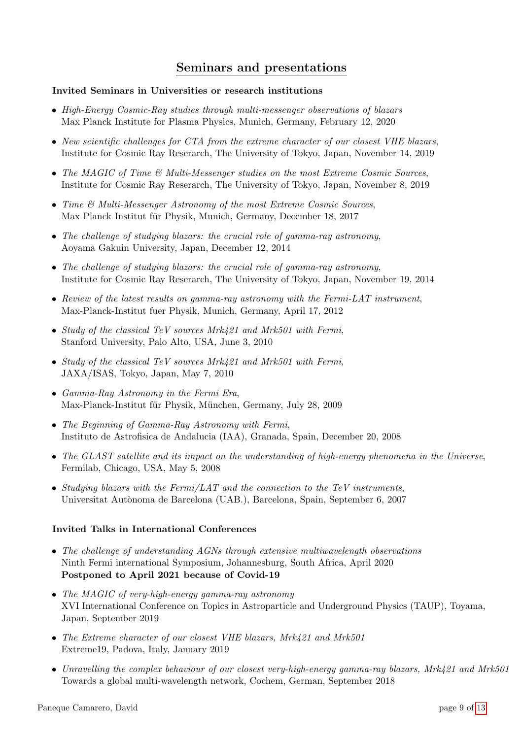## Seminars and presentations

**Invited Seminars in Universities or research institutions**

- *High-Energy Cosmic-Ray studies through multi-messenger observations of blazars*
  Max Planck Institute for Plasma Physics, Munich, Germany, February 12, 2020
- *New scientific challenges for CTA from the extreme character of our closest VHE blazars*,
  Institute for Cosmic Ray Reserarch, The University of Tokyo, Japan, November 14, 2019
- *The MAGIC of Time & Multi-Messenger studies on the most Extreme Cosmic Sources*,
  Institute for Cosmic Ray Reserarch, The University of Tokyo, Japan, November 8, 2019
- *Time & Multi-Messenger Astronomy of the most Extreme Cosmic Sources*,
  Max Planck Institut für Physik, Munich, Germany, December 18, 2017
- *The challenge of studying blazars: the crucial role of gamma-ray astronomy*,
  Aoyama Gakuin University, Japan, December 12, 2014
- *The challenge of studying blazars: the crucial role of gamma-ray astronomy*,
  Institute for Cosmic Ray Reserarch, The University of Tokyo, Japan, November 19, 2014
- *Review of the latest results on gamma-ray astronomy with the Fermi-LAT instrument*,
  Max-Planck-Institut fuer Physik, Munich, Germany, April 17, 2012
- *Study of the classical TeV sources Mrk421 and Mrk501 with Fermi*,
  Stanford University, Palo Alto, USA, June 3, 2010
- *Study of the classical TeV sources Mrk421 and Mrk501 with Fermi*,
  JAXA/ISAS, Tokyo, Japan, May 7, 2010
- *Gamma-Ray Astronomy in the Fermi Era*,
  Max-Planck-Institut für Physik, München, Germany, July 28, 2009
- *The Beginning of Gamma-Ray Astronomy with Fermi*,
  Instituto de Astrofisica de Andalucia (IAA), Granada, Spain, December 20, 2008
- *The GLAST satellite and its impact on the understanding of high-energy phenomena in the Universe*,
  Fermilab, Chicago, USA, May 5, 2008
- *Studying blazars with the Fermi/LAT and the connection to the TeV instruments*,
  Universitat Autònoma de Barcelona (UAB.), Barcelona, Spain, September 6, 2007

**Invited Talks in International Conferences**

- *The challenge of understanding AGNs through extensive multiwavelength observations*
  Ninth Fermi international Symposium, Johannesburg, South Africa, April 2020
  **Postponed to April 2021 because of Covid-19**
- *The MAGIC of very-high-energy gamma-ray astronomy*
  XVI International Conference on Topics in Astroparticle and Underground Physics (TAUP), Toyama, Japan, September 2019
- *The Extreme character of our closest VHE blazars, Mrk421 and Mrk501*
  Extreme19, Padova, Italy, January 2019
- *Unravelling the complex behaviour of our closest very-high-energy gamma-ray blazars, Mrk421 and Mrk501*
  Towards a global multi-wavelength network, Cochem, German, September 2018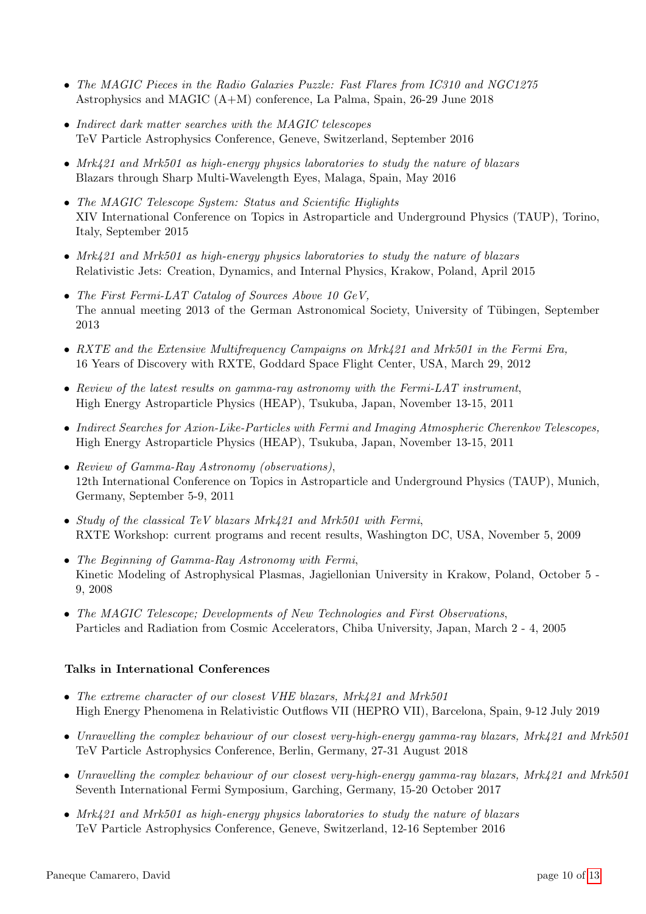- *The MAGIC Pieces in the Radio Galaxies Puzzle: Fast Flares from IC310 and NGC1275*
  Astrophysics and MAGIC (A+M) conference, La Palma, Spain, 26-29 June 2018

- *Indirect dark matter searches with the MAGIC telescopes*
  TeV Particle Astrophysics Conference, Geneve, Switzerland, September 2016

- *Mrk421 and Mrk501 as high-energy physics laboratories to study the nature of blazars*
  Blazars through Sharp Multi-Wavelength Eyes, Malaga, Spain, May 2016

- *The MAGIC Telescope System: Status and Scientific Higlights*
  XIV International Conference on Topics in Astroparticle and Underground Physics (TAUP), Torino, Italy, September 2015

- *Mrk421 and Mrk501 as high-energy physics laboratories to study the nature of blazars*
  Relativistic Jets: Creation, Dynamics, and Internal Physics, Krakow, Poland, April 2015

- *The First Fermi-LAT Catalog of Sources Above 10 GeV,*
  The annual meeting 2013 of the German Astronomical Society, University of Tübingen, September 2013

- *RXTE and the Extensive Multifrequency Campaigns on Mrk421 and Mrk501 in the Fermi Era,*
  16 Years of Discovery with RXTE, Goddard Space Flight Center, USA, March 29, 2012

- *Review of the latest results on gamma-ray astronomy with the Fermi-LAT instrument*,
  High Energy Astroparticle Physics (HEAP), Tsukuba, Japan, November 13-15, 2011

- *Indirect Searches for Axion-Like-Particles with Fermi and Imaging Atmospheric Cherenkov Telescopes,*
  High Energy Astroparticle Physics (HEAP), Tsukuba, Japan, November 13-15, 2011

- *Review of Gamma-Ray Astronomy (observations)*,
  12th International Conference on Topics in Astroparticle and Underground Physics (TAUP), Munich, Germany, September 5-9, 2011

- *Study of the classical TeV blazars Mrk421 and Mrk501 with Fermi*,
  RXTE Workshop: current programs and recent results, Washington DC, USA, November 5, 2009

- *The Beginning of Gamma-Ray Astronomy with Fermi*,
  Kinetic Modeling of Astrophysical Plasmas, Jagiellonian University in Krakow, Poland, October 5 - 9, 2008

- *The MAGIC Telescope; Developments of New Technologies and First Observations*,
  Particles and Radiation from Cosmic Accelerators, Chiba University, Japan, March 2 - 4, 2005

**Talks in International Conferences**

- *The extreme character of our closest VHE blazars, Mrk421 and Mrk501*
  High Energy Phenomena in Relativistic Outflows VII (HEPRO VII), Barcelona, Spain, 9-12 July 2019

- *Unravelling the complex behaviour of our closest very-high-energy gamma-ray blazars, Mrk421 and Mrk501*
  TeV Particle Astrophysics Conference, Berlin, Germany, 27-31 August 2018

- *Unravelling the complex behaviour of our closest very-high-energy gamma-ray blazars, Mrk421 and Mrk501*
  Seventh International Fermi Symposium, Garching, Germany, 15-20 October 2017

- *Mrk421 and Mrk501 as high-energy physics laboratories to study the nature of blazars*
  TeV Particle Astrophysics Conference, Geneve, Switzerland, 12-16 September 2016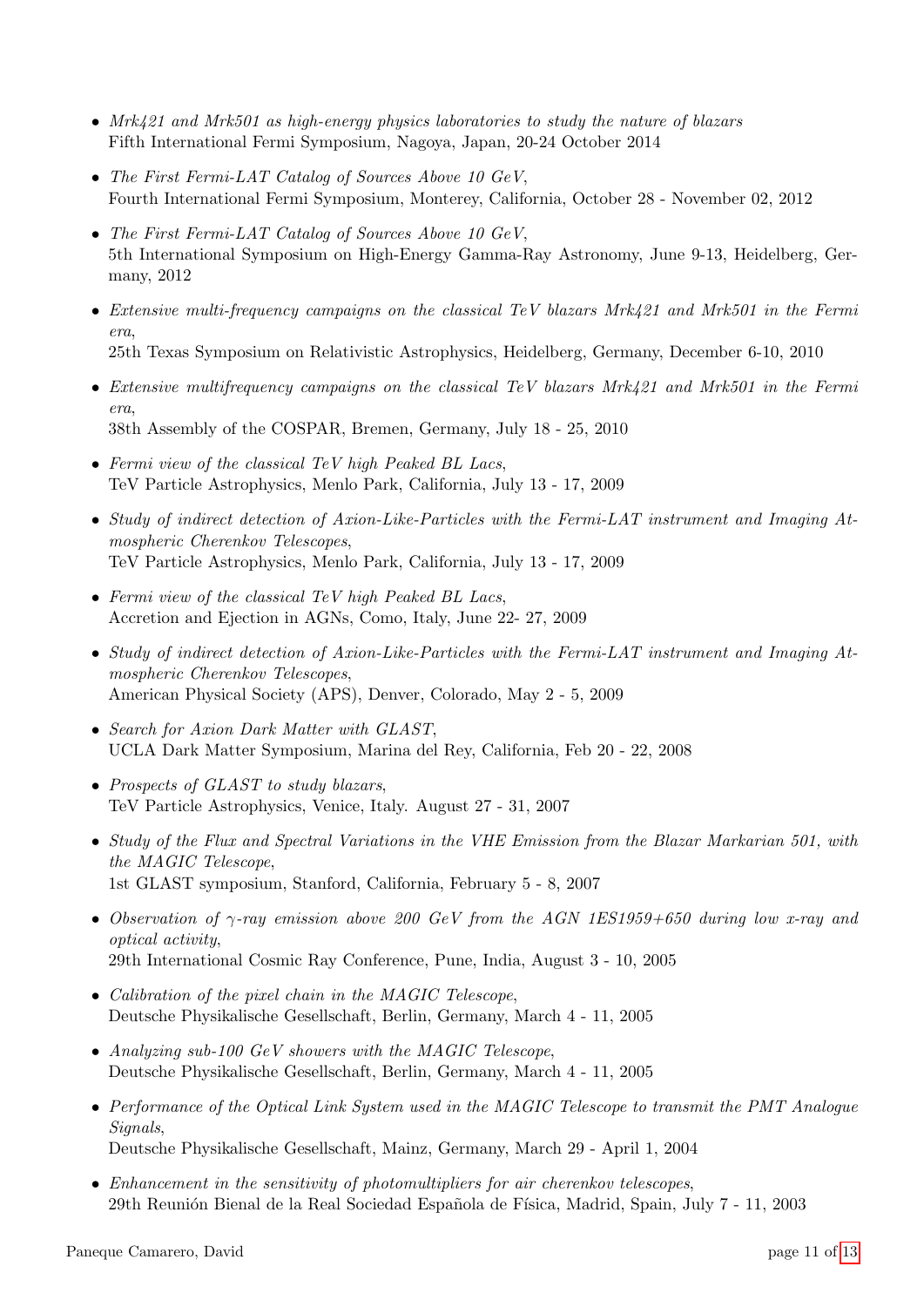- *Mrk421 and Mrk501 as high-energy physics laboratories to study the nature of blazars*
  Fifth International Fermi Symposium, Nagoya, Japan, 20-24 October 2014

- *The First Fermi-LAT Catalog of Sources Above 10 GeV*,
  Fourth International Fermi Symposium, Monterey, California, October 28 - November 02, 2012

- *The First Fermi-LAT Catalog of Sources Above 10 GeV*,
  5th International Symposium on High-Energy Gamma-Ray Astronomy, June 9-13, Heidelberg, Germany, 2012

- *Extensive multi-frequency campaigns on the classical TeV blazars Mrk421 and Mrk501 in the Fermi era*,
  25th Texas Symposium on Relativistic Astrophysics, Heidelberg, Germany, December 6-10, 2010

- *Extensive multifrequency campaigns on the classical TeV blazars Mrk421 and Mrk501 in the Fermi era*,
  38th Assembly of the COSPAR, Bremen, Germany, July 18 - 25, 2010

- *Fermi view of the classical TeV high Peaked BL Lacs*,
  TeV Particle Astrophysics, Menlo Park, California, July 13 - 17, 2009

- *Study of indirect detection of Axion-Like-Particles with the Fermi-LAT instrument and Imaging Atmospheric Cherenkov Telescopes*,
  TeV Particle Astrophysics, Menlo Park, California, July 13 - 17, 2009

- *Fermi view of the classical TeV high Peaked BL Lacs*,
  Accretion and Ejection in AGNs, Como, Italy, June 22- 27, 2009

- *Study of indirect detection of Axion-Like-Particles with the Fermi-LAT instrument and Imaging Atmospheric Cherenkov Telescopes*,
  American Physical Society (APS), Denver, Colorado, May 2 - 5, 2009

- *Search for Axion Dark Matter with GLAST*,
  UCLA Dark Matter Symposium, Marina del Rey, California, Feb 20 - 22, 2008

- *Prospects of GLAST to study blazars*,
  TeV Particle Astrophysics, Venice, Italy. August 27 - 31, 2007

- *Study of the Flux and Spectral Variations in the VHE Emission from the Blazar Markarian 501, with the MAGIC Telescope*,
  1st GLAST symposium, Stanford, California, February 5 - 8, 2007

- *Observation of $\gamma$-ray emission above 200 GeV from the AGN 1ES1959+650 during low x-ray and optical activity*,
  29th International Cosmic Ray Conference, Pune, India, August 3 - 10, 2005

- *Calibration of the pixel chain in the MAGIC Telescope*,
  Deutsche Physikalische Gesellschaft, Berlin, Germany, March 4 - 11, 2005

- *Analyzing sub-100 GeV showers with the MAGIC Telescope*,
  Deutsche Physikalische Gesellschaft, Berlin, Germany, March 4 - 11, 2005

- *Performance of the Optical Link System used in the MAGIC Telescope to transmit the PMT Analogue Signals*,
  Deutsche Physikalische Gesellschaft, Mainz, Germany, March 29 - April 1, 2004

- *Enhancement in the sensitivity of photomultipliers for air cherenkov telescopes*,
  29th Reunión Bienal de la Real Sociedad Española de Física, Madrid, Spain, July 7 - 11, 2003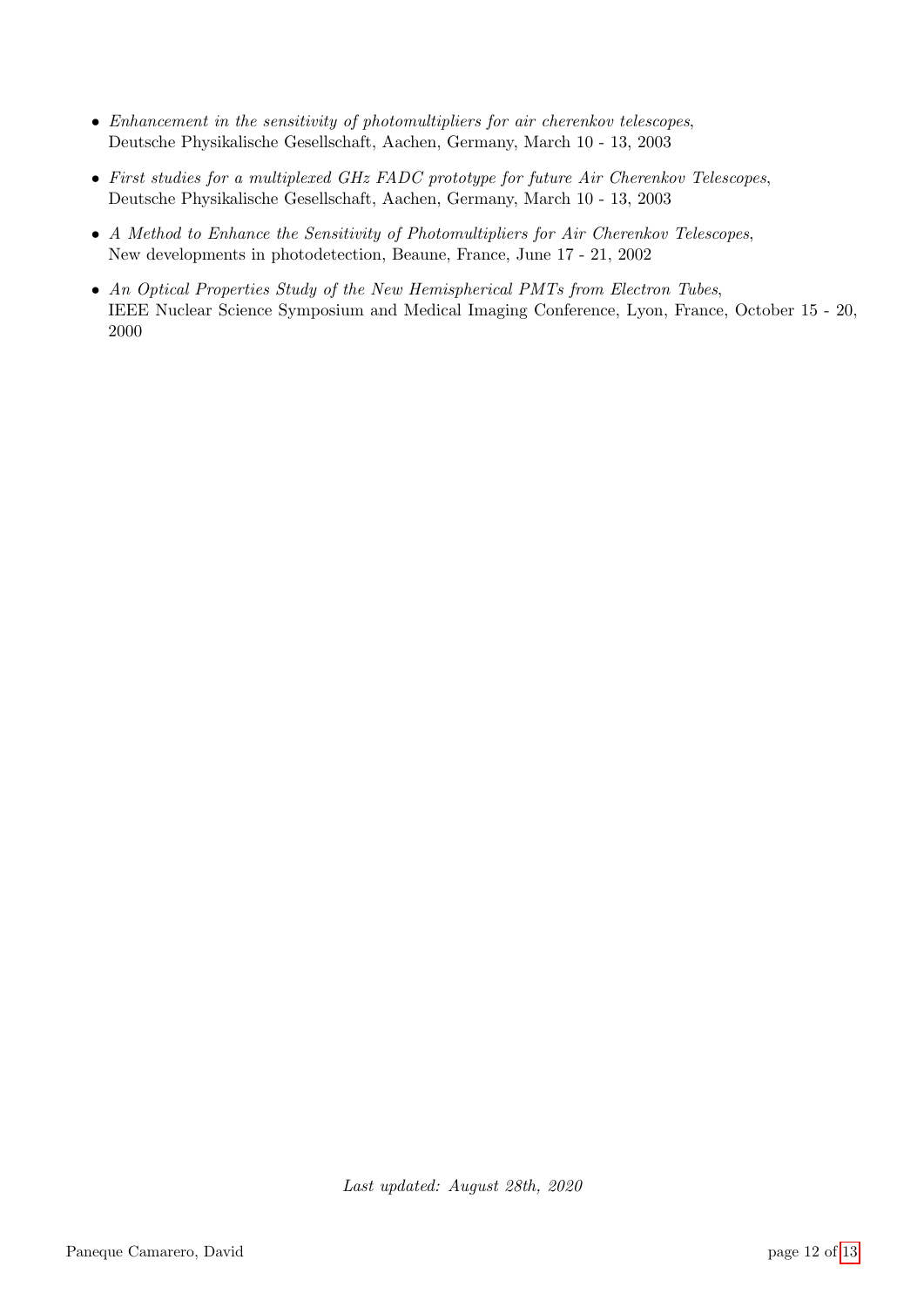- *Enhancement in the sensitivity of photomultipliers for air cherenkov telescopes*, Deutsche Physikalische Gesellschaft, Aachen, Germany, March 10 - 13, 2003
- *First studies for a multiplexed GHz FADC prototype for future Air Cherenkov Telescopes*, Deutsche Physikalische Gesellschaft, Aachen, Germany, March 10 - 13, 2003
- *A Method to Enhance the Sensitivity of Photomultipliers for Air Cherenkov Telescopes*, New developments in photodetection, Beaune, France, June 17 - 21, 2002
- *An Optical Properties Study of the New Hemispherical PMTs from Electron Tubes*, IEEE Nuclear Science Symposium and Medical Imaging Conference, Lyon, France, October 15 - 20, 2000

*Last updated: August 28th, 2020*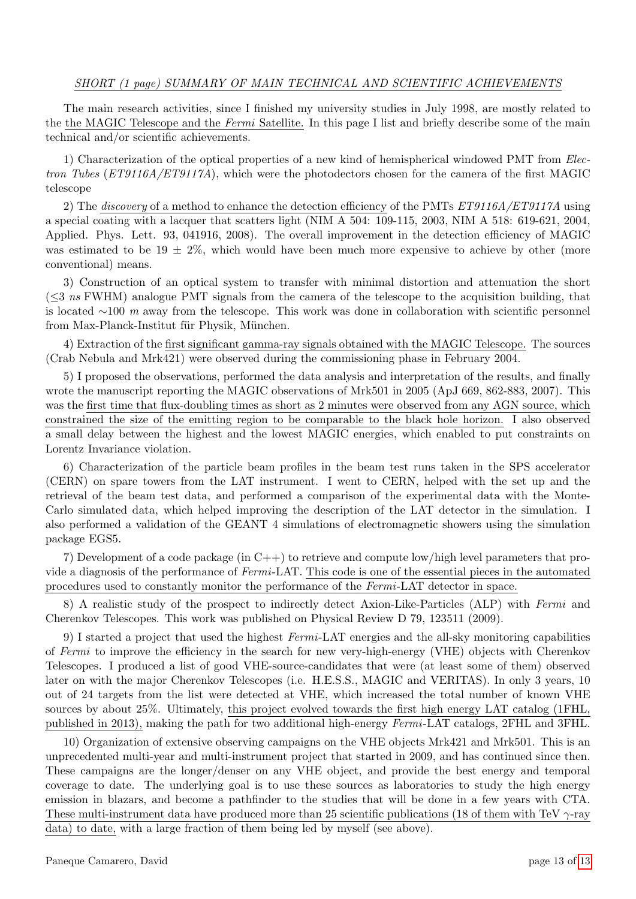*SHORT (1 page) SUMMARY OF MAIN TECHNICAL AND SCIENTIFIC ACHIEVEMENTS*

The main research activities, since I finished my university studies in July 1998, are mostly related to the the MAGIC Telescope and the *Fermi* Satellite. In this page I list and briefly describe some of the main technical and/or scientific achievements.

1) Characterization of the optical properties of a new kind of hemispherical windowed PMT from *Electron Tubes* (*ET9116A/ET9117A*), which were the photodectors chosen for the camera of the first MAGIC telescope

2) The *discovery* of a method to enhance the detection efficiency of the PMTs *ET9116A/ET9117A* using a special coating with a lacquer that scatters light (NIM A 504: 109-115, 2003, NIM A 518: 619-621, 2004, Applied. Phys. Lett. 93, 041916, 2008). The overall improvement in the detection efficiency of MAGIC was estimated to be $19 \pm 2\%$, which would have been much more expensive to achieve by other (more conventional) means.

3) Construction of an optical system to transfer with minimal distortion and attenuation the short ($\leq 3$ *ns* FWHM) analogue PMT signals from the camera of the telescope to the acquisition building, that is located $\sim 100$ *m* away from the telescope. This work was done in collaboration with scientific personnel from Max-Planck-Institut für Physik, München.

4) Extraction of the first significant gamma-ray signals obtained with the MAGIC Telescope. The sources (Crab Nebula and Mrk421) were observed during the commissioning phase in February 2004.

5) I proposed the observations, performed the data analysis and interpretation of the results, and finally wrote the manuscript reporting the MAGIC observations of Mrk501 in 2005 (ApJ 669, 862-883, 2007). This was the first time that flux-doubling times as short as 2 minutes were observed from any AGN source, which constrained the size of the emitting region to be comparable to the black hole horizon. I also observed a small delay between the highest and the lowest MAGIC energies, which enabled to put constraints on Lorentz Invariance violation.

6) Characterization of the particle beam profiles in the beam test runs taken in the SPS accelerator (CERN) on spare towers from the LAT instrument. I went to CERN, helped with the set up and the retrieval of the beam test data, and performed a comparison of the experimental data with the Monte-Carlo simulated data, which helped improving the description of the LAT detector in the simulation. I also performed a validation of the GEANT 4 simulations of electromagnetic showers using the simulation package EGS5.

7) Development of a code package (in C++) to retrieve and compute low/high level parameters that provide a diagnosis of the performance of *Fermi*-LAT. This code is one of the essential pieces in the automated procedures used to constantly monitor the performance of the *Fermi*-LAT detector in space.

8) A realistic study of the prospect to indirectly detect Axion-Like-Particles (ALP) with *Fermi* and Cherenkov Telescopes. This work was published on Physical Review D 79, 123511 (2009).

9) I started a project that used the highest *Fermi*-LAT energies and the all-sky monitoring capabilities of *Fermi* to improve the efficiency in the search for new very-high-energy (VHE) objects with Cherenkov Telescopes. I produced a list of good VHE-source-candidates that were (at least some of them) observed later on with the major Cherenkov Telescopes (i.e. H.E.S.S., MAGIC and VERITAS). In only 3 years, 10 out of 24 targets from the list were detected at VHE, which increased the total number of known VHE sources by about 25%. Ultimately, this project evolved towards the first high energy LAT catalog (1FHL, published in 2013), making the path for two additional high-energy *Fermi*-LAT catalogs, 2FHL and 3FHL.

10) Organization of extensive observing campaigns on the VHE objects Mrk421 and Mrk501. This is an unprecedented multi-year and multi-instrument project that started in 2009, and has continued since then. These campaigns are the longer/denser on any VHE object, and provide the best energy and temporal coverage to date. The underlying goal is to use these sources as laboratories to study the high energy emission in blazars, and become a pathfinder to the studies that will be done in a few years with CTA. These multi-instrument data have produced more than 25 scientific publications (18 of them with TeV $\gamma$-ray data) to date, with a large fraction of them being led by myself (see above).